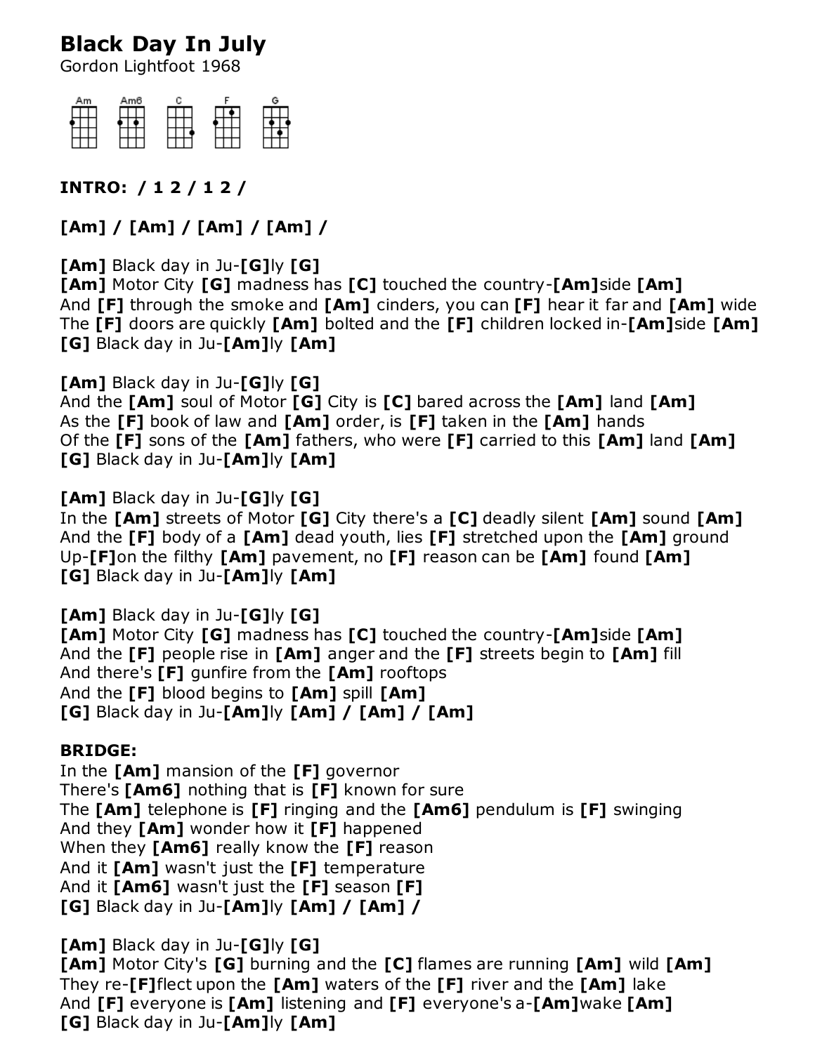# Black Day In July

Gordon Lightfoot 1968

Am Am6 C F G

**INTRO: / 1 2 / 1 2 /**

**[Am] / [Am] / [Am] / [Am] /**

**[Am]** Black day in Ju-**[G]**ly **[G]**
**[Am]** Motor City **[G]** madness has **[C]** touched the country-**[Am]**side **[Am]**
And **[F]** through the smoke and **[Am]** cinders, you can **[F]** hear it far and **[Am]** wide
The **[F]** doors are quickly **[Am]** bolted and the **[F]** children locked in-**[Am]**side **[Am]**
**[G]** Black day in Ju-**[Am]**ly **[Am]**

**[Am]** Black day in Ju-**[G]**ly **[G]**
And the **[Am]** soul of Motor **[G]** City is **[C]** bared across the **[Am]** land **[Am]**
As the **[F]** book of law and **[Am]** order, is **[F]** taken in the **[Am]** hands
Of the **[F]** sons of the **[Am]** fathers, who were **[F]** carried to this **[Am]** land **[Am]**
**[G]** Black day in Ju-**[Am]**ly **[Am]**

**[Am]** Black day in Ju-**[G]**ly **[G]**
In the **[Am]** streets of Motor **[G]** City there's a **[C]** deadly silent **[Am]** sound **[Am]**
And the **[F]** body of a **[Am]** dead youth, lies **[F]** stretched upon the **[Am]** ground
Up-**[F]**on the filthy **[Am]** pavement, no **[F]** reason can be **[Am]** found **[Am]**
**[G]** Black day in Ju-**[Am]**ly **[Am]**

**[Am]** Black day in Ju-**[G]**ly **[G]**
**[Am]** Motor City **[G]** madness has **[C]** touched the country-**[Am]**side **[Am]**
And the **[F]** people rise in **[Am]** anger and the **[F]** streets begin to **[Am]** fill
And there's **[F]** gunfire from the **[Am]** rooftops
And the **[F]** blood begins to **[Am]** spill **[Am]**
**[G]** Black day in Ju-**[Am]**ly **[Am] / [Am] / [Am]**

**BRIDGE:**
In the **[Am]** mansion of the **[F]** governor
There's **[Am6]** nothing that is **[F]** known for sure
The **[Am]** telephone is **[F]** ringing and the **[Am6]** pendulum is **[F]** swinging
And they **[Am]** wonder how it **[F]** happened
When they **[Am6]** really know the **[F]** reason
And it **[Am]** wasn't just the **[F]** temperature
And it **[Am6]** wasn't just the **[F]** season **[F]**
**[G]** Black day in Ju-**[Am]**ly **[Am] / [Am] /**

**[Am]** Black day in Ju-**[G]**ly **[G]**
**[Am]** Motor City's **[G]** burning and the **[C]** flames are running **[Am]** wild **[Am]**
They re-**[F]**flect upon the **[Am]** waters of the **[F]** river and the **[Am]** lake
And **[F]** everyone is **[Am]** listening and **[F]** everyone's a-**[Am]**wake **[Am]**
**[G]** Black day in Ju-**[Am]**ly **[Am]**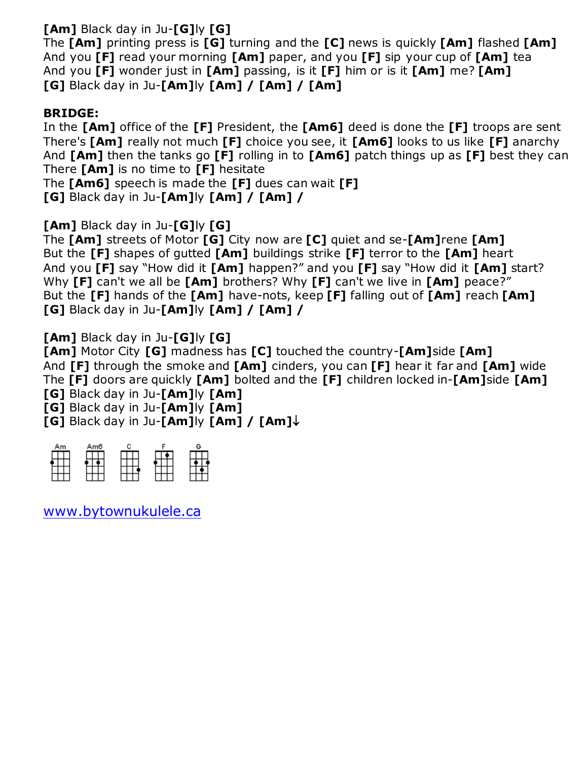**[Am]** Black day in Ju-**[G]**ly **[G]**
The **[Am]** printing press is **[G]** turning and the **[C]** news is quickly **[Am]** flashed **[Am]**
And you **[F]** read your morning **[Am]** paper, and you **[F]** sip your cup of **[Am]** tea
And you **[F]** wonder just in **[Am]** passing, is it **[F]** him or is it **[Am]** me? **[Am]**
**[G]** Black day in Ju-**[Am]**ly **[Am] / [Am] / [Am]**

**BRIDGE:**
In the **[Am]** office of the **[F]** President, the **[Am6]** deed is done the **[F]** troops are sent
There's **[Am]** really not much **[F]** choice you see, it **[Am6]** looks to us like **[F]** anarchy
And **[Am]** then the tanks go **[F]** rolling in to **[Am6]** patch things up as **[F]** best they can
There **[Am]** is no time to **[F]** hesitate
The **[Am6]** speech is made the **[F]** dues can wait **[F]**
**[G]** Black day in Ju-**[Am]**ly **[Am] / [Am] /**

**[Am]** Black day in Ju-**[G]**ly **[G]**
The **[Am]** streets of Motor **[G]** City now are **[C]** quiet and se-**[Am]**rene **[Am]**
But the **[F]** shapes of gutted **[Am]** buildings strike **[F]** terror to the **[Am]** heart
And you **[F]** say "How did it **[Am]** happen?" and you **[F]** say "How did it **[Am]** start?
Why **[F]** can't we all be **[Am]** brothers? Why **[F]** can't we live in **[Am]** peace?"
But the **[F]** hands of the **[Am]** have-nots, keep **[F]** falling out of **[Am]** reach **[Am]**
**[G]** Black day in Ju-**[Am]**ly **[Am] / [Am] /**

**[Am]** Black day in Ju-**[G]**ly **[G]**
**[Am]** Motor City **[G]** madness has **[C]** touched the country-**[Am]**side **[Am]**
And **[F]** through the smoke and **[Am]** cinders, you can **[F]** hear it far and **[Am]** wide
The **[F]** doors are quickly **[Am]** bolted and the **[F]** children locked in-**[Am]**side **[Am]**
**[G]** Black day in Ju-**[Am]**ly **[Am]**
**[G]** Black day in Ju-**[Am]**ly **[Am]**
**[G]** Black day in Ju-**[Am]**ly **[Am] / [Am]**↓

Am Am6 C F G

www.bytownukulele.ca